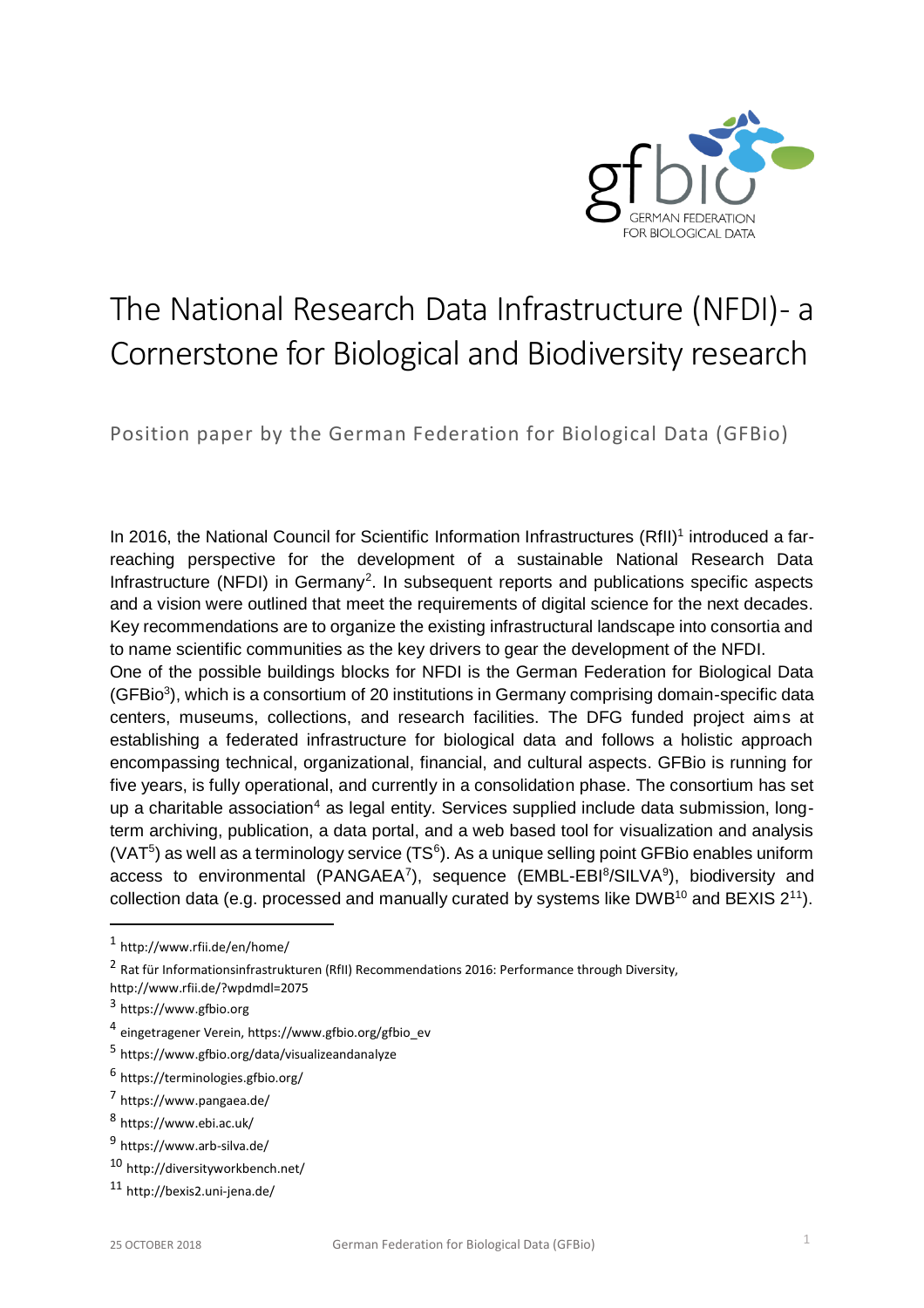# The National Research Data Infrastructure (NFDI)- a Cornerstone for Biological and Biodiversity research

Position paper by the German Federation for Biological Data (GFBio)

In 2016, the National Council for Scientific Information Infrastructures (RfII)[1] introduced a far-reaching perspective for the development of a sustainable National Research Data Infrastructure (NFDI) in Germany[2]. In subsequent reports and publications specific aspects and a vision were outlined that meet the requirements of digital science for the next decades. Key recommendations are to organize the existing infrastructural landscape into consortia and to name scientific communities as the key drivers to gear the development of the NFDI.

One of the possible buildings blocks for NFDI is the German Federation for Biological Data (GFBio[3]), which is a consortium of 20 institutions in Germany comprising domain-specific data centers, museums, collections, and research facilities. The DFG funded project aims at establishing a federated infrastructure for biological data and follows a holistic approach encompassing technical, organizational, financial, and cultural aspects. GFBio is running for five years, is fully operational, and currently in a consolidation phase. The consortium has set up a charitable association[4] as legal entity. Services supplied include data submission, long-term archiving, publication, a data portal, and a web based tool for visualization and analysis (VAT[5]) as well as a terminology service (TS[6]). As a unique selling point GFBio enables uniform access to environmental (PANGAEA[7]), sequence (EMBL-EBI[8]/SILVA[9]), biodiversity and collection data (e.g. processed and manually curated by systems like DWB[10] and BEXIS 2[11]).

---

[1] http://www.rfii.de/en/home/

[2] Rat für Informationsinfrastrukturen (RfII) Recommendations 2016: Performance through Diversity, http://www.rfii.de/?wpdmdl=2075

[3] https://www.gfbio.org

[4] eingetragener Verein, https://www.gfbio.org/gfbio_ev

[5] https://www.gfbio.org/data/visualizeandanalyze

[6] https://terminologies.gfbio.org/

[7] https://www.pangaea.de/

[8] https://www.ebi.ac.uk/

[9] https://www.arb-silva.de/

[10] http://diversityworkbench.net/

[11] http://bexis2.uni-jena.de/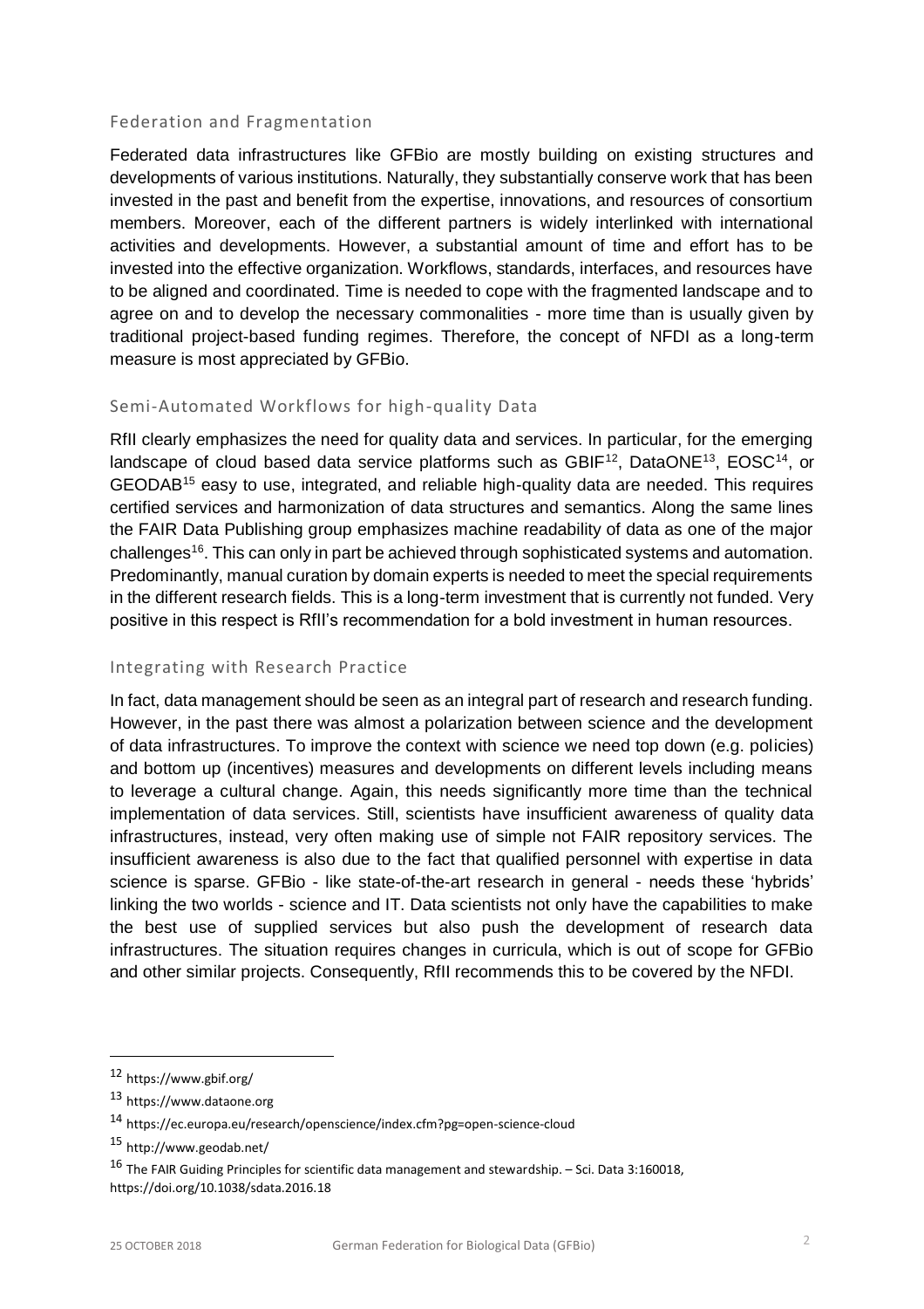## Federation and Fragmentation

Federated data infrastructures like GFBio are mostly building on existing structures and developments of various institutions. Naturally, they substantially conserve work that has been invested in the past and benefit from the expertise, innovations, and resources of consortium members. Moreover, each of the different partners is widely interlinked with international activities and developments. However, a substantial amount of time and effort has to be invested into the effective organization. Workflows, standards, interfaces, and resources have to be aligned and coordinated. Time is needed to cope with the fragmented landscape and to agree on and to develop the necessary commonalities - more time than is usually given by traditional project-based funding regimes. Therefore, the concept of NFDI as a long-term measure is most appreciated by GFBio.

## Semi-Automated Workflows for high-quality Data

RfII clearly emphasizes the need for quality data and services. In particular, for the emerging landscape of cloud based data service platforms such as GBIF[12], DataONE[13], EOSC[14], or GEODAB[15] easy to use, integrated, and reliable high-quality data are needed. This requires certified services and harmonization of data structures and semantics. Along the same lines the FAIR Data Publishing group emphasizes machine readability of data as one of the major challenges[16]. This can only in part be achieved through sophisticated systems and automation. Predominantly, manual curation by domain experts is needed to meet the special requirements in the different research fields. This is a long-term investment that is currently not funded. Very positive in this respect is RfII's recommendation for a bold investment in human resources.

## Integrating with Research Practice

In fact, data management should be seen as an integral part of research and research funding. However, in the past there was almost a polarization between science and the development of data infrastructures. To improve the context with science we need top down (e.g. policies) and bottom up (incentives) measures and developments on different levels including means to leverage a cultural change. Again, this needs significantly more time than the technical implementation of data services. Still, scientists have insufficient awareness of quality data infrastructures, instead, very often making use of simple not FAIR repository services. The insufficient awareness is also due to the fact that qualified personnel with expertise in data science is sparse. GFBio - like state-of-the-art research in general - needs these 'hybrids' linking the two worlds - science and IT. Data scientists not only have the capabilities to make the best use of supplied services but also push the development of research data infrastructures. The situation requires changes in curricula, which is out of scope for GFBio and other similar projects. Consequently, RfII recommends this to be covered by the NFDI.

---

[12] https://www.gbif.org/

[13] https://www.dataone.org

[14] https://ec.europa.eu/research/openscience/index.cfm?pg=open-science-cloud

[15] http://www.geodab.net/

[16] The FAIR Guiding Principles for scientific data management and stewardship. – Sci. Data 3:160018, https://doi.org/10.1038/sdata.2016.18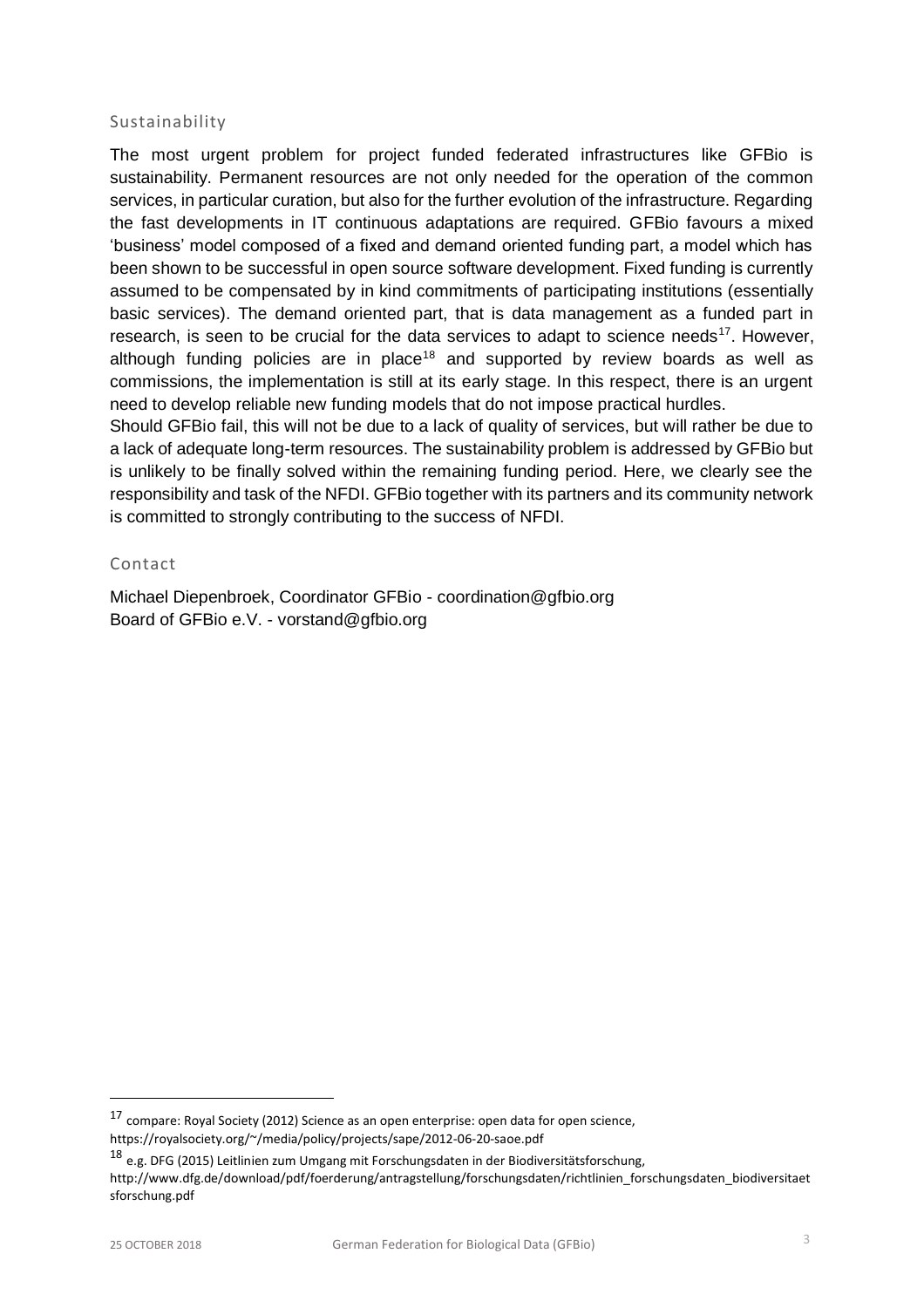## Sustainability

The most urgent problem for project funded federated infrastructures like GFBio is sustainability. Permanent resources are not only needed for the operation of the common services, in particular curation, but also for the further evolution of the infrastructure. Regarding the fast developments in IT continuous adaptations are required. GFBio favours a mixed 'business' model composed of a fixed and demand oriented funding part, a model which has been shown to be successful in open source software development. Fixed funding is currently assumed to be compensated by in kind commitments of participating institutions (essentially basic services). The demand oriented part, that is data management as a funded part in research, is seen to be crucial for the data services to adapt to science needs[17]. However, although funding policies are in place[18] and supported by review boards as well as commissions, the implementation is still at its early stage. In this respect, there is an urgent need to develop reliable new funding models that do not impose practical hurdles.

Should GFBio fail, this will not be due to a lack of quality of services, but will rather be due to a lack of adequate long-term resources. The sustainability problem is addressed by GFBio but is unlikely to be finally solved within the remaining funding period. Here, we clearly see the responsibility and task of the NFDI. GFBio together with its partners and its community network is committed to strongly contributing to the success of NFDI.

## Contact

Michael Diepenbroek, Coordinator GFBio - coordination@gfbio.org
Board of GFBio e.V. - vorstand@gfbio.org

---

[17] compare: Royal Society (2012) Science as an open enterprise: open data for open science, https://royalsociety.org/~/media/policy/projects/sape/2012-06-20-saoe.pdf

[18] e.g. DFG (2015) Leitlinien zum Umgang mit Forschungsdaten in der Biodiversitätsforschung, http://www.dfg.de/download/pdf/foerderung/antragstellung/forschungsdaten/richtlinien_forschungsdaten_biodiversitaetsforschung.pdf